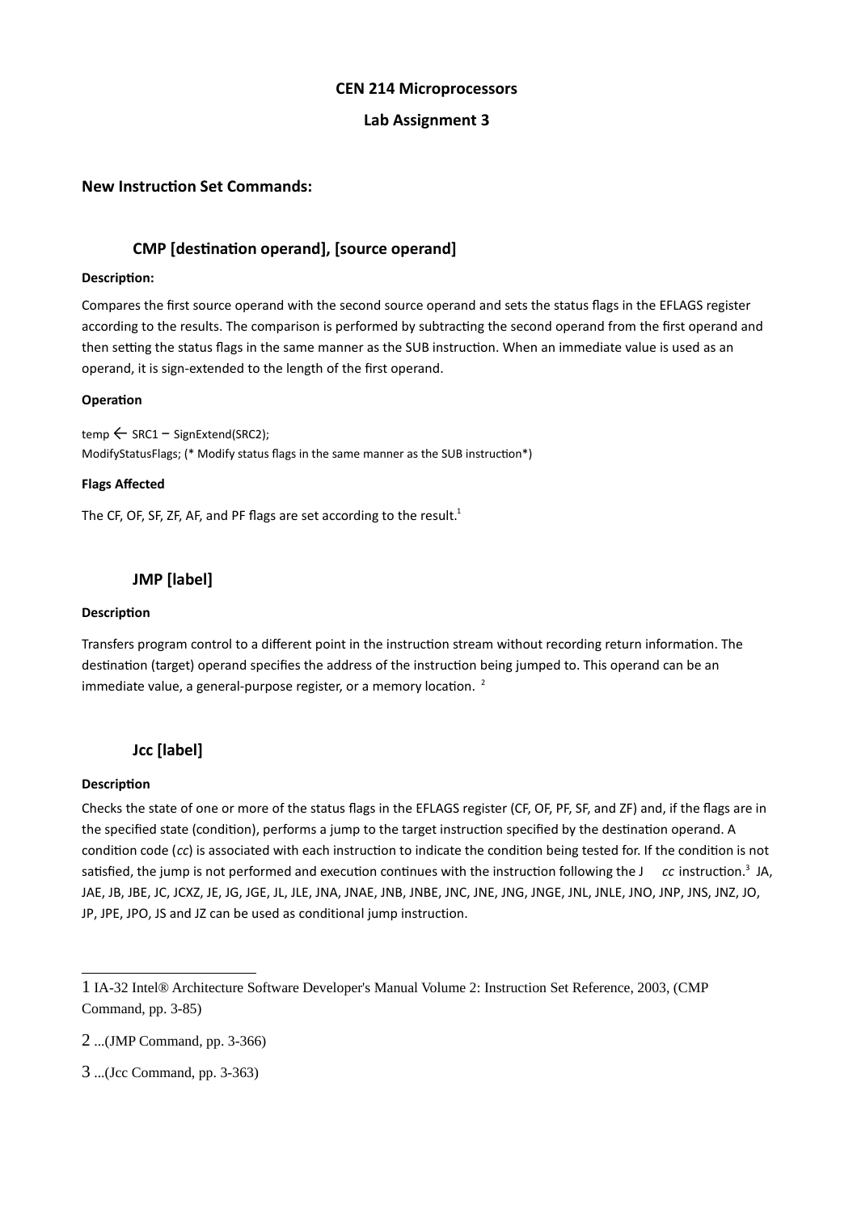**CEN 214 Microprocessors**

**Lab Assignment 3**

## New Instruction Set Commands:

### CMP [destination operand], [source operand]

**Description:**

Compares the first source operand with the second source operand and sets the status flags in the EFLAGS register according to the results. The comparison is performed by subtracting the second operand from the first operand and then setting the status flags in the same manner as the SUB instruction. When an immediate value is used as an operand, it is sign-extended to the length of the first operand.

**Operation**

temp ← SRC1 – SignExtend(SRC2);
ModifyStatusFlags; (* Modify status flags in the same manner as the SUB instruction*)

**Flags Affected**

The CF, OF, SF, ZF, AF, and PF flags are set according to the result.[1]

### JMP [label]

**Description**

Transfers program control to a different point in the instruction stream without recording return information. The destination (target) operand specifies the address of the instruction being jumped to. This operand can be an immediate value, a general-purpose register, or a memory location. [2]

### Jcc [label]

**Description**

Checks the state of one or more of the status flags in the EFLAGS register (CF, OF, PF, SF, and ZF) and, if the flags are in the specified state (condition), performs a jump to the target instruction specified by the destination operand. A condition code (*cc*) is associated with each instruction to indicate the condition being tested for. If the condition is not satisfied, the jump is not performed and execution continues with the instruction following the J *cc* instruction.[3] JA, JAE, JB, JBE, JC, JCXZ, JE, JG, JGE, JL, JLE, JNA, JNAE, JNB, JNBE, JNC, JNE, JNG, JNGE, JNL, JNLE, JNO, JNP, JNS, JNZ, JO, JP, JPE, JPO, JS and JZ can be used as conditional jump instruction.

---

1 IA-32 Intel® Architecture Software Developer's Manual Volume 2: Instruction Set Reference, 2003, (CMP Command, pp. 3-85)

2 ...(JMP Command, pp. 3-366)

3 ...(Jcc Command, pp. 3-363)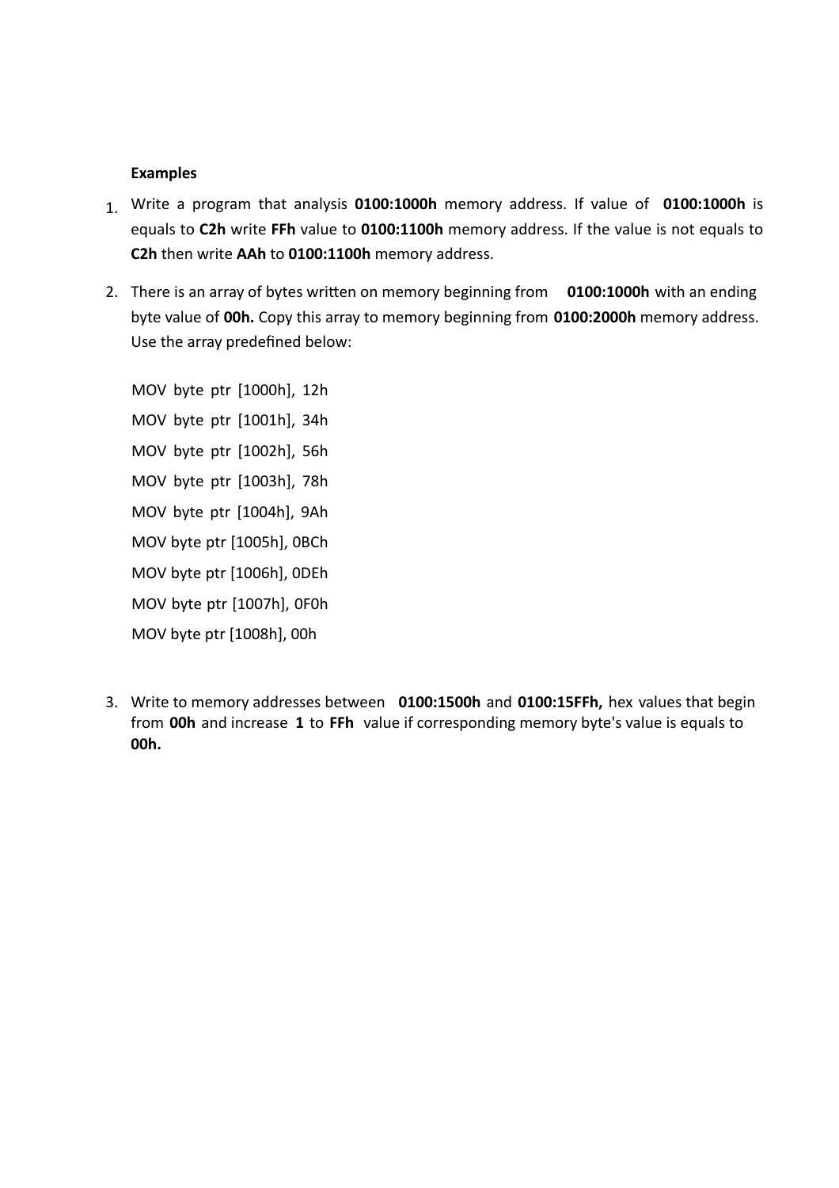**Examples**

1. Write a program that analysis **0100:1000h** memory address. If value of **0100:1000h** is equals to **C2h** write **FFh** value to **0100:1100h** memory address. If the value is not equals to **C2h** then write **AAh** to **0100:1100h** memory address.

2. There is an array of bytes written on memory beginning from **0100:1000h** with an ending byte value of **00h.** Copy this array to memory beginning from **0100:2000h** memory address. Use the array predefined below:

```
MOV byte ptr [1000h], 12h
MOV byte ptr [1001h], 34h
MOV byte ptr [1002h], 56h
MOV byte ptr [1003h], 78h
MOV byte ptr [1004h], 9Ah
MOV byte ptr [1005h], 0BCh
MOV byte ptr [1006h], 0DEh
MOV byte ptr [1007h], 0F0h
MOV byte ptr [1008h], 00h
```

3. Write to memory addresses between **0100:1500h** and **0100:15FFh,** hex values that begin from **00h** and increase **1** to **FFh** value if corresponding memory byte's value is equals to **00h.**